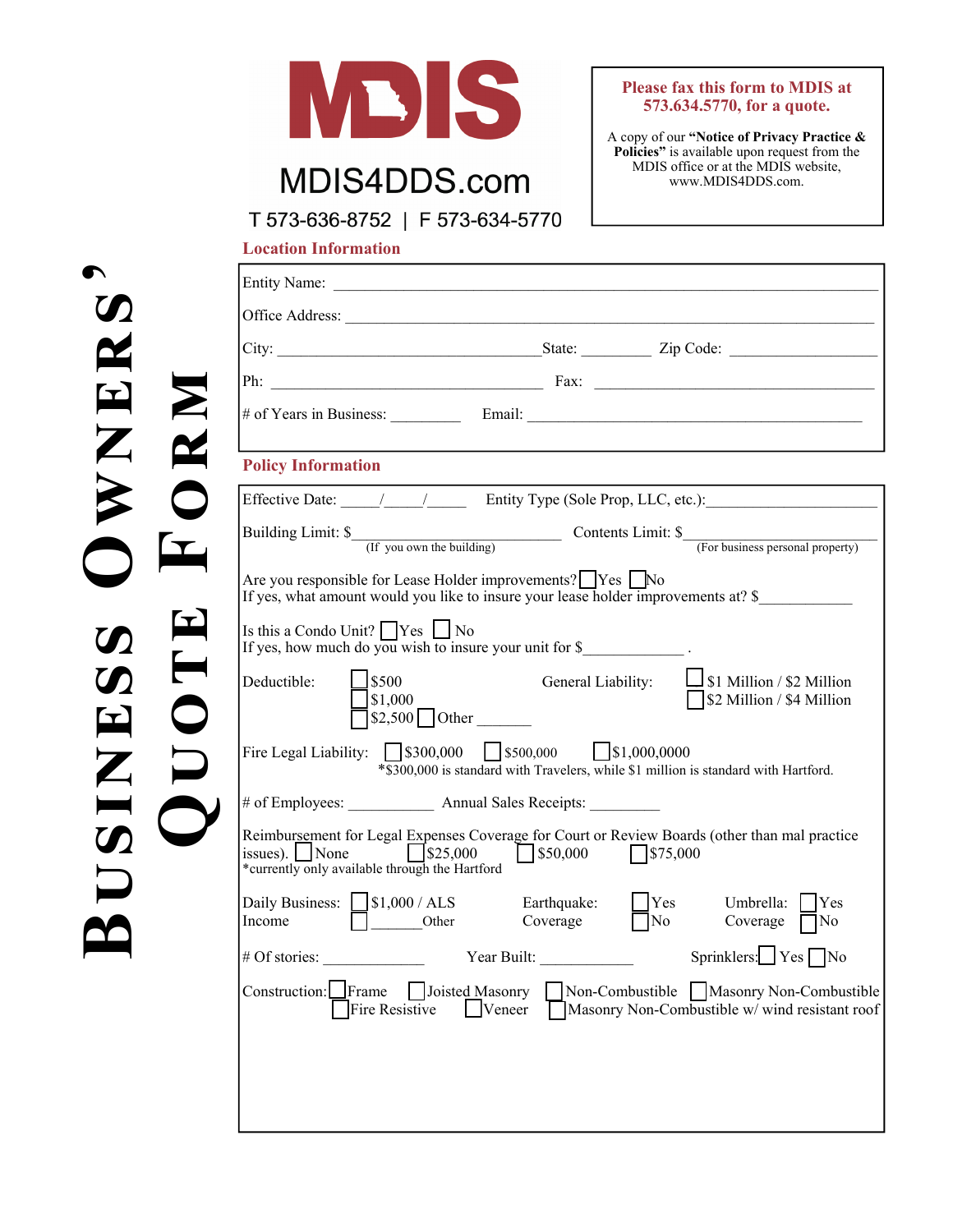# Business Owners' Quote Form

**MDIS**

MDIS4DDS.com

T 573-636-8752 | F 573-634-5770

**Please fax this form to MDIS at 573.634.5770, for a quote.**

A copy of our **"Notice of Privacy Practice & Policies"** is available upon request from the MDIS office or at the MDIS website, www.MDIS4DDS.com.

## Location Information

Entity Name: ______________________________________________

Office Address: ______________________________________________

City: ______________________ State: ________ Zip Code: ______________

Ph: ______________________ Fax: ______________________

# of Years in Business: ________ Email: ______________________________

## Policy Information

Effective Date: _____/_____/_____ Entity Type (Sole Prop, LLC, etc.): ____________________

Building Limit: $____________________ (If you own the building) Contents Limit: $____________________ (For business personal property)

Are you responsible for Lease Holder improvements? ☐ Yes ☐ No
If yes, what amount would you like to insure your lease holder improvements at? $___________

Is this a Condo Unit? ☐ Yes ☐ No
If yes, how much do you wish to insure your unit for $____________ .

Deductible: ☐ $500 ☐ $1,000 ☐ $2,500 ☐ Other _______

General Liability: ☐ $1 Million / $2 Million ☐ $2 Million / $4 Million

Fire Legal Liability: ☐ $300,000 ☐ $500,000 ☐ $1,000,0000
*$300,000 is standard with Travelers, while $1 million is standard with Hartford.

# of Employees: __________ Annual Sales Receipts: _________

Reimbursement for Legal Expenses Coverage for Court or Review Boards (other than mal practice issues). ☐ None ☐ $25,000 ☐ $50,000 ☐ $75,000
*currently only available through the Hartford

Daily Business Income: ☐ $1,000 / ALS ☐ ______Other

Earthquake Coverage: ☐ Yes ☐ No

Umbrella Coverage: ☐ Yes ☐ No

# Of stories: _____________ Year Built: ____________ Sprinklers: ☐ Yes ☐ No

Construction: ☐ Frame ☐ Joisted Masonry ☐ Non-Combustible ☐ Masonry Non-Combustible ☐ Fire Resistive ☐ Veneer ☐ Masonry Non-Combustible w/ wind resistant roof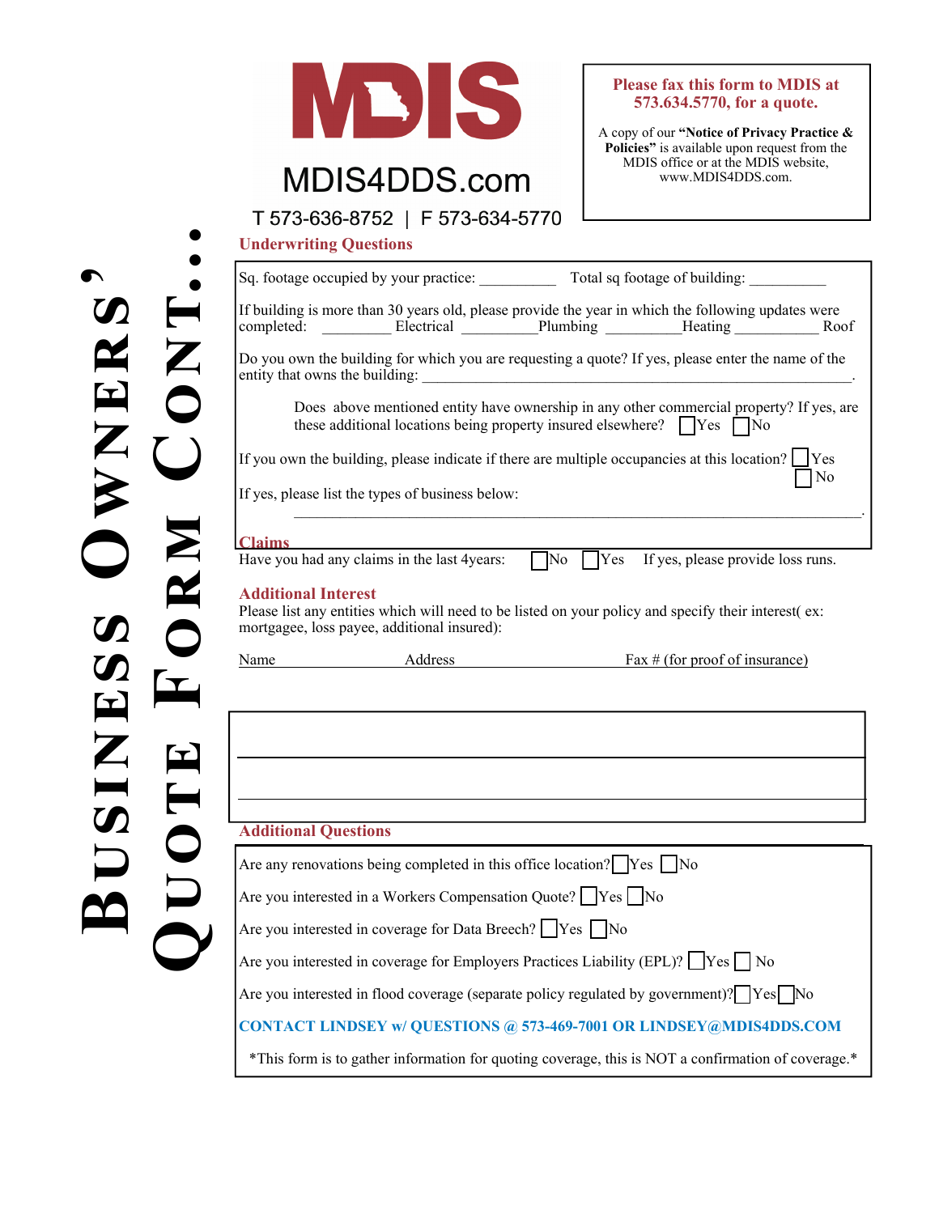# Business Owners' Quote Form Cont...

**MDIS**

MDIS4DDS.com

T 573-636-8752 | F 573-634-5770

**Please fax this form to MDIS at 573.634.5770, for a quote.**

A copy of our **"Notice of Privacy Practice & Policies"** is available upon request from the MDIS office or at the MDIS website, www.MDIS4DDS.com.

## Underwriting Questions

Sq. footage occupied by your practice: __________ Total sq footage of building: __________

If building is more than 30 years old, please provide the year in which the following updates were completed: _________ Electrical __________Plumbing __________Heating ___________ Roof

Do you own the building for which you are requesting a quote? If yes, please enter the name of the entity that owns the building: ____________________________________________________________.

Does above mentioned entity have ownership in any other commercial property? If yes, are these additional locations being property insured elsewhere? ☐ Yes ☐ No

If you own the building, please indicate if there are multiple occupancies at this location? ☐ Yes ☐ No

If yes, please list the types of business below:

____________________________________________________________.

## Claims

Have you had any claims in the last 4years: ☐ No ☐ Yes If yes, please provide loss runs.

## Additional Interest

Please list any entities which will need to be listed on your policy and specify their interest( ex: mortgagee, loss payee, additional insured):

| Name | Address | Fax # (for proof of insurance) |
|---|---|---|
| | | |
| | | |

## Additional Questions

Are any renovations being completed in this office location? ☐ Yes ☐ No

Are you interested in a Workers Compensation Quote? ☐ Yes ☐ No

Are you interested in coverage for Data Breech? ☐ Yes ☐ No

Are you interested in coverage for Employers Practices Liability (EPL)? ☐ Yes ☐ No

Are you interested in flood coverage (separate policy regulated by government)? ☐ Yes ☐ No

**CONTACT LINDSEY w/ QUESTIONS @ 573-469-7001 OR LINDSEY@MDIS4DDS.COM**

*This form is to gather information for quoting coverage, this is NOT a confirmation of coverage.*